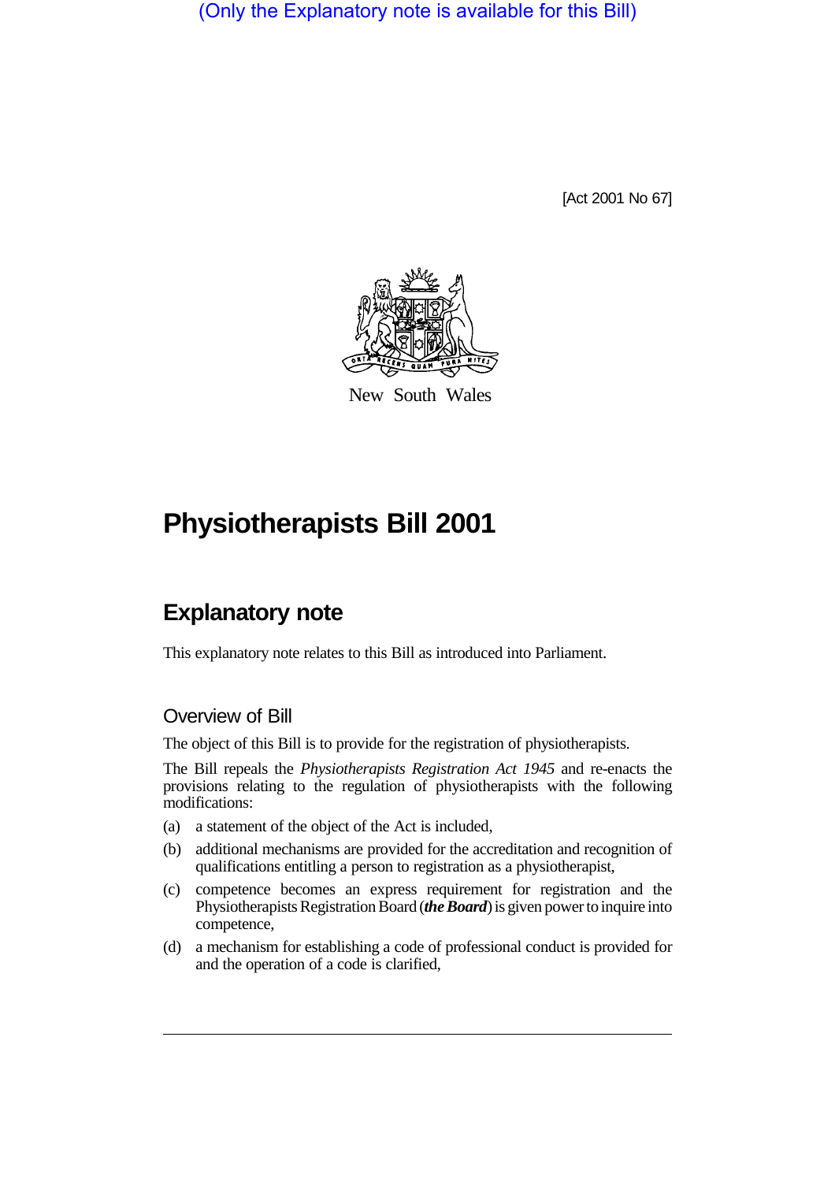(Only the Explanatory note is available for this Bill)

[Act 2001 No 67]

New South Wales

# Physiotherapists Bill 2001

## Explanatory note

This explanatory note relates to this Bill as introduced into Parliament.

### Overview of Bill

The object of this Bill is to provide for the registration of physiotherapists.

The Bill repeals the *Physiotherapists Registration Act 1945* and re-enacts the provisions relating to the regulation of physiotherapists with the following modifications:

(a) a statement of the object of the Act is included,

(b) additional mechanisms are provided for the accreditation and recognition of qualifications entitling a person to registration as a physiotherapist,

(c) competence becomes an express requirement for registration and the Physiotherapists Registration Board (***the Board***) is given power to inquire into competence,

(d) a mechanism for establishing a code of professional conduct is provided for and the operation of a code is clarified,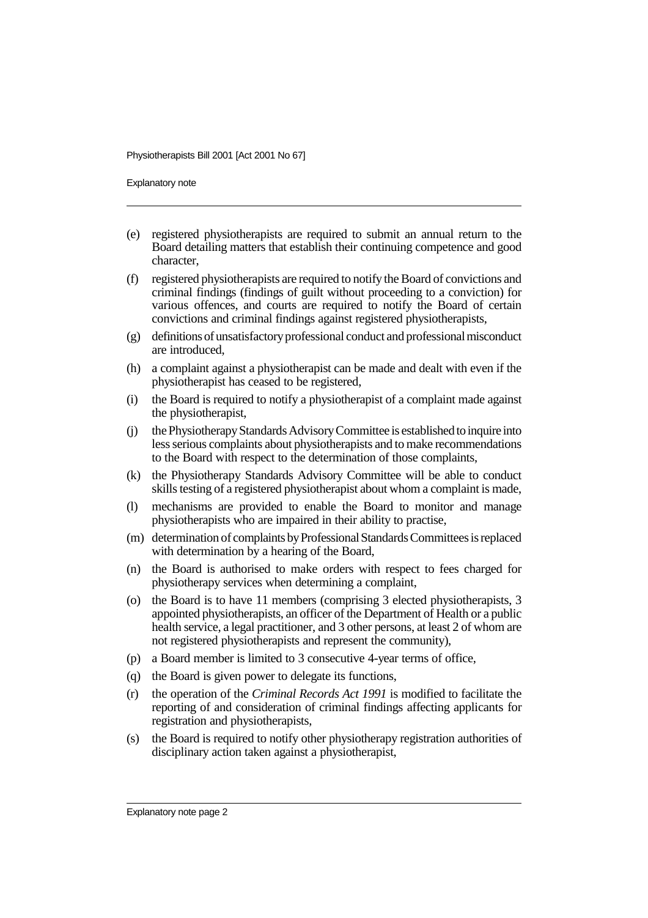(e) registered physiotherapists are required to submit an annual return to the Board detailing matters that establish their continuing competence and good character,

(f) registered physiotherapists are required to notify the Board of convictions and criminal findings (findings of guilt without proceeding to a conviction) for various offences, and courts are required to notify the Board of certain convictions and criminal findings against registered physiotherapists,

(g) definitions of unsatisfactory professional conduct and professional misconduct are introduced,

(h) a complaint against a physiotherapist can be made and dealt with even if the physiotherapist has ceased to be registered,

(i) the Board is required to notify a physiotherapist of a complaint made against the physiotherapist,

(j) the Physiotherapy Standards Advisory Committee is established to inquire into less serious complaints about physiotherapists and to make recommendations to the Board with respect to the determination of those complaints,

(k) the Physiotherapy Standards Advisory Committee will be able to conduct skills testing of a registered physiotherapist about whom a complaint is made,

(l) mechanisms are provided to enable the Board to monitor and manage physiotherapists who are impaired in their ability to practise,

(m) determination of complaints by Professional Standards Committees is replaced with determination by a hearing of the Board,

(n) the Board is authorised to make orders with respect to fees charged for physiotherapy services when determining a complaint,

(o) the Board is to have 11 members (comprising 3 elected physiotherapists, 3 appointed physiotherapists, an officer of the Department of Health or a public health service, a legal practitioner, and 3 other persons, at least 2 of whom are not registered physiotherapists and represent the community),

(p) a Board member is limited to 3 consecutive 4-year terms of office,

(q) the Board is given power to delegate its functions,

(r) the operation of the *Criminal Records Act 1991* is modified to facilitate the reporting of and consideration of criminal findings affecting applicants for registration and physiotherapists,

(s) the Board is required to notify other physiotherapy registration authorities of disciplinary action taken against a physiotherapist,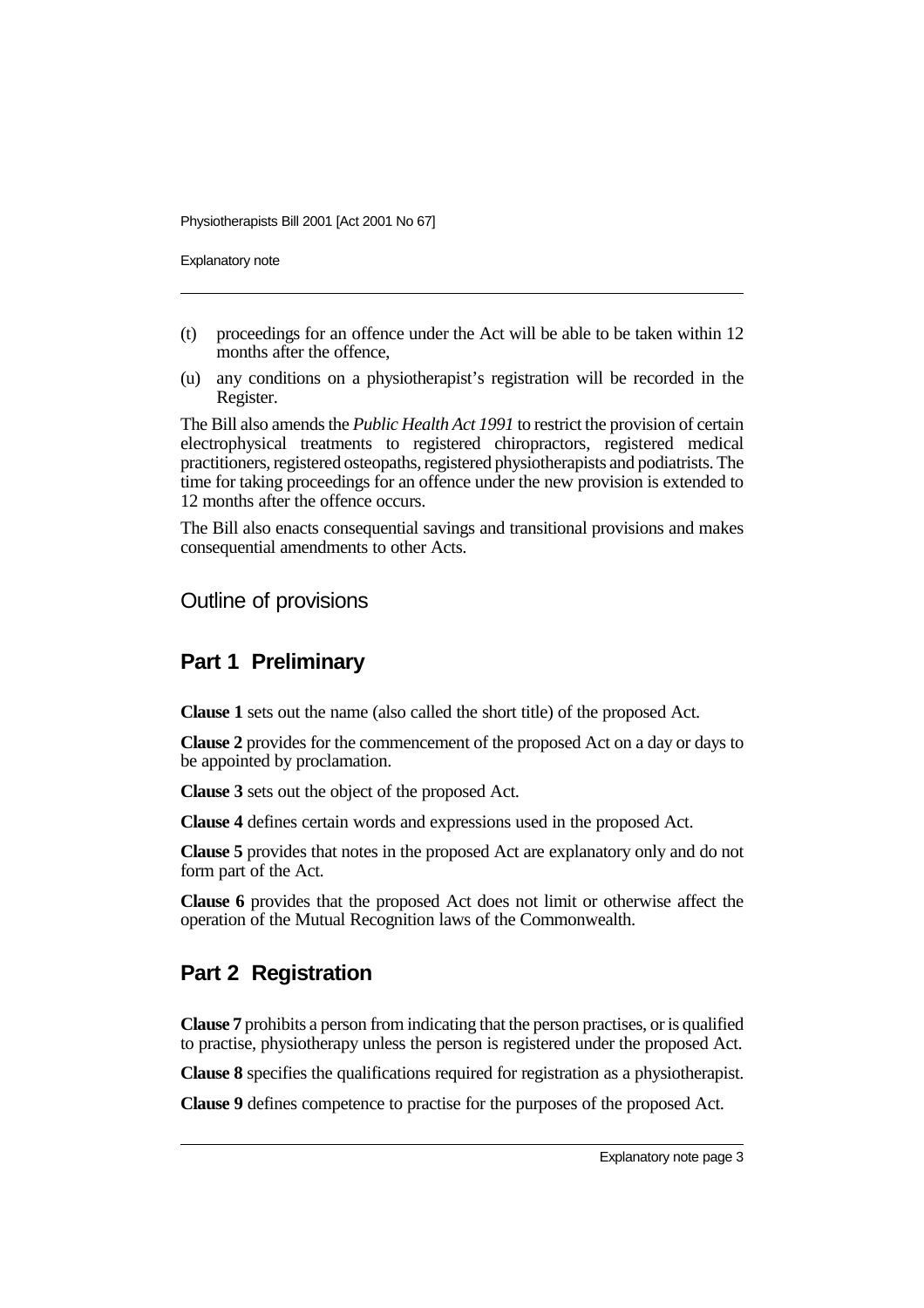(t) proceedings for an offence under the Act will be able to be taken within 12 months after the offence,

(u) any conditions on a physiotherapist's registration will be recorded in the Register.

The Bill also amends the *Public Health Act 1991* to restrict the provision of certain electrophysical treatments to registered chiropractors, registered medical practitioners, registered osteopaths, registered physiotherapists and podiatrists. The time for taking proceedings for an offence under the new provision is extended to 12 months after the offence occurs.

The Bill also enacts consequential savings and transitional provisions and makes consequential amendments to other Acts.

## Outline of provisions

### Part 1 Preliminary

**Clause 1** sets out the name (also called the short title) of the proposed Act.

**Clause 2** provides for the commencement of the proposed Act on a day or days to be appointed by proclamation.

**Clause 3** sets out the object of the proposed Act.

**Clause 4** defines certain words and expressions used in the proposed Act.

**Clause 5** provides that notes in the proposed Act are explanatory only and do not form part of the Act.

**Clause 6** provides that the proposed Act does not limit or otherwise affect the operation of the Mutual Recognition laws of the Commonwealth.

### Part 2 Registration

**Clause 7** prohibits a person from indicating that the person practises, or is qualified to practise, physiotherapy unless the person is registered under the proposed Act.

**Clause 8** specifies the qualifications required for registration as a physiotherapist.

**Clause 9** defines competence to practise for the purposes of the proposed Act.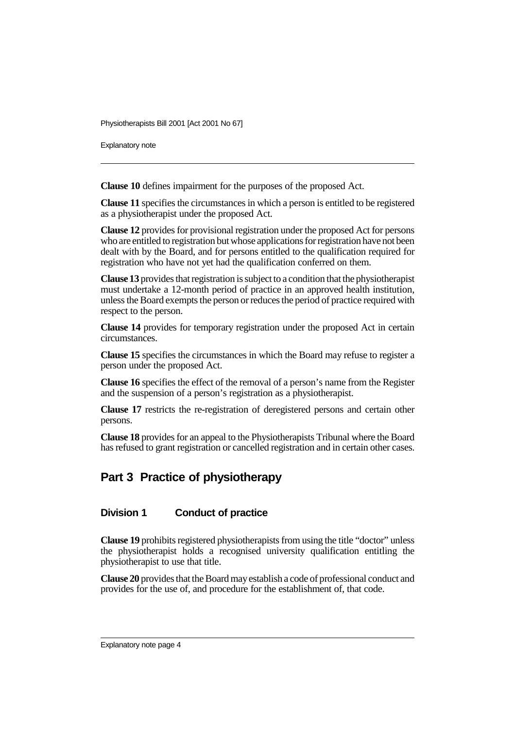**Clause 10** defines impairment for the purposes of the proposed Act.

**Clause 11** specifies the circumstances in which a person is entitled to be registered as a physiotherapist under the proposed Act.

**Clause 12** provides for provisional registration under the proposed Act for persons who are entitled to registration but whose applications for registration have not been dealt with by the Board, and for persons entitled to the qualification required for registration who have not yet had the qualification conferred on them.

**Clause 13** provides that registration is subject to a condition that the physiotherapist must undertake a 12-month period of practice in an approved health institution, unless the Board exempts the person or reduces the period of practice required with respect to the person.

**Clause 14** provides for temporary registration under the proposed Act in certain circumstances.

**Clause 15** specifies the circumstances in which the Board may refuse to register a person under the proposed Act.

**Clause 16** specifies the effect of the removal of a person's name from the Register and the suspension of a person's registration as a physiotherapist.

**Clause 17** restricts the re-registration of deregistered persons and certain other persons.

**Clause 18** provides for an appeal to the Physiotherapists Tribunal where the Board has refused to grant registration or cancelled registration and in certain other cases.

## Part 3 Practice of physiotherapy

### Division 1 Conduct of practice

**Clause 19** prohibits registered physiotherapists from using the title "doctor" unless the physiotherapist holds a recognised university qualification entitling the physiotherapist to use that title.

**Clause 20** provides that the Board may establish a code of professional conduct and provides for the use of, and procedure for the establishment of, that code.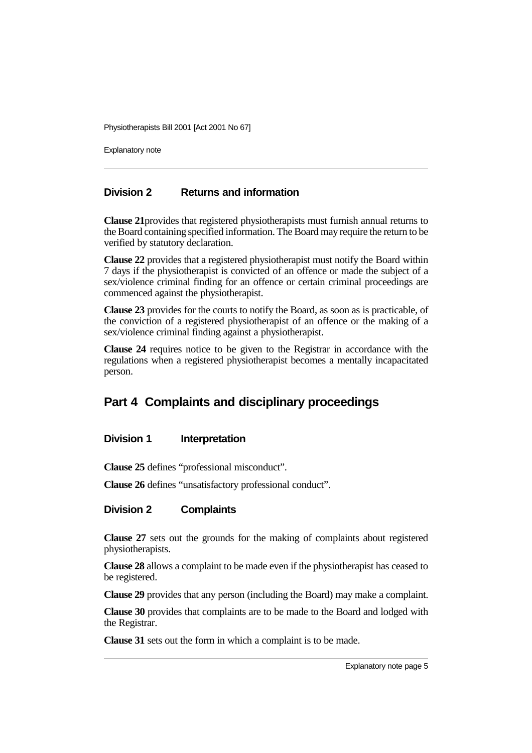### Division 2 Returns and information

**Clause 21** provides that registered physiotherapists must furnish annual returns to the Board containing specified information. The Board may require the return to be verified by statutory declaration.

**Clause 22** provides that a registered physiotherapist must notify the Board within 7 days if the physiotherapist is convicted of an offence or made the subject of a sex/violence criminal finding for an offence or certain criminal proceedings are commenced against the physiotherapist.

**Clause 23** provides for the courts to notify the Board, as soon as is practicable, of the conviction of a registered physiotherapist of an offence or the making of a sex/violence criminal finding against a physiotherapist.

**Clause 24** requires notice to be given to the Registrar in accordance with the regulations when a registered physiotherapist becomes a mentally incapacitated person.

## Part 4 Complaints and disciplinary proceedings

### Division 1 Interpretation

**Clause 25** defines "professional misconduct".

**Clause 26** defines "unsatisfactory professional conduct".

### Division 2 Complaints

**Clause 27** sets out the grounds for the making of complaints about registered physiotherapists.

**Clause 28** allows a complaint to be made even if the physiotherapist has ceased to be registered.

**Clause 29** provides that any person (including the Board) may make a complaint.

**Clause 30** provides that complaints are to be made to the Board and lodged with the Registrar.

**Clause 31** sets out the form in which a complaint is to be made.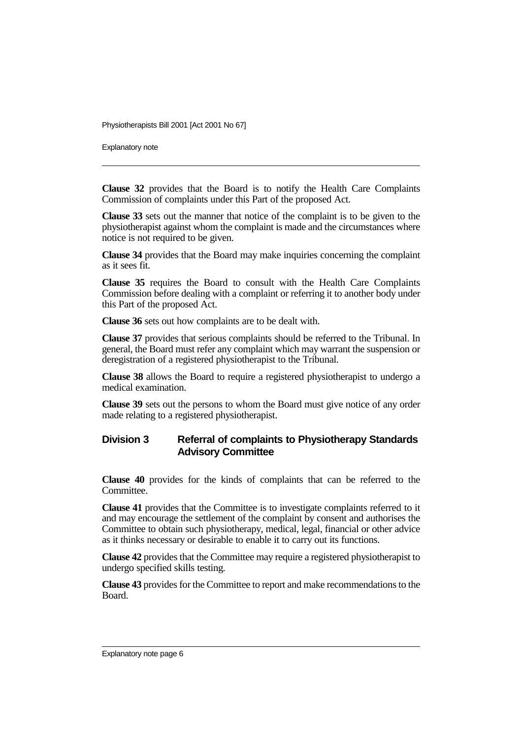**Clause 32** provides that the Board is to notify the Health Care Complaints Commission of complaints under this Part of the proposed Act.

**Clause 33** sets out the manner that notice of the complaint is to be given to the physiotherapist against whom the complaint is made and the circumstances where notice is not required to be given.

**Clause 34** provides that the Board may make inquiries concerning the complaint as it sees fit.

**Clause 35** requires the Board to consult with the Health Care Complaints Commission before dealing with a complaint or referring it to another body under this Part of the proposed Act.

**Clause 36** sets out how complaints are to be dealt with.

**Clause 37** provides that serious complaints should be referred to the Tribunal. In general, the Board must refer any complaint which may warrant the suspension or deregistration of a registered physiotherapist to the Tribunal.

**Clause 38** allows the Board to require a registered physiotherapist to undergo a medical examination.

**Clause 39** sets out the persons to whom the Board must give notice of any order made relating to a registered physiotherapist.

## Division 3 Referral of complaints to Physiotherapy Standards Advisory Committee

**Clause 40** provides for the kinds of complaints that can be referred to the Committee.

**Clause 41** provides that the Committee is to investigate complaints referred to it and may encourage the settlement of the complaint by consent and authorises the Committee to obtain such physiotherapy, medical, legal, financial or other advice as it thinks necessary or desirable to enable it to carry out its functions.

**Clause 42** provides that the Committee may require a registered physiotherapist to undergo specified skills testing.

**Clause 43** provides for the Committee to report and make recommendations to the Board.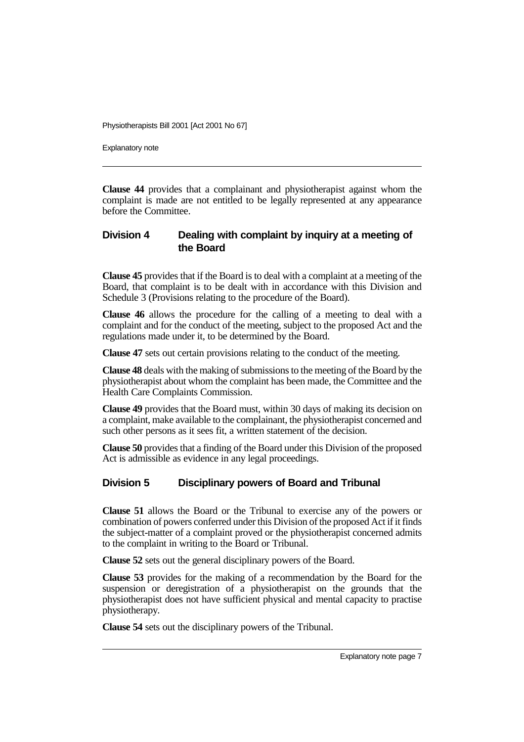**Clause 44** provides that a complainant and physiotherapist against whom the complaint is made are not entitled to be legally represented at any appearance before the Committee.

## Division 4 Dealing with complaint by inquiry at a meeting of the Board

**Clause 45** provides that if the Board is to deal with a complaint at a meeting of the Board, that complaint is to be dealt with in accordance with this Division and Schedule 3 (Provisions relating to the procedure of the Board).

**Clause 46** allows the procedure for the calling of a meeting to deal with a complaint and for the conduct of the meeting, subject to the proposed Act and the regulations made under it, to be determined by the Board.

**Clause 47** sets out certain provisions relating to the conduct of the meeting.

**Clause 48** deals with the making of submissions to the meeting of the Board by the physiotherapist about whom the complaint has been made, the Committee and the Health Care Complaints Commission.

**Clause 49** provides that the Board must, within 30 days of making its decision on a complaint, make available to the complainant, the physiotherapist concerned and such other persons as it sees fit, a written statement of the decision.

**Clause 50** provides that a finding of the Board under this Division of the proposed Act is admissible as evidence in any legal proceedings.

## Division 5 Disciplinary powers of Board and Tribunal

**Clause 51** allows the Board or the Tribunal to exercise any of the powers or combination of powers conferred under this Division of the proposed Act if it finds the subject-matter of a complaint proved or the physiotherapist concerned admits to the complaint in writing to the Board or Tribunal.

**Clause 52** sets out the general disciplinary powers of the Board.

**Clause 53** provides for the making of a recommendation by the Board for the suspension or deregistration of a physiotherapist on the grounds that the physiotherapist does not have sufficient physical and mental capacity to practise physiotherapy.

**Clause 54** sets out the disciplinary powers of the Tribunal.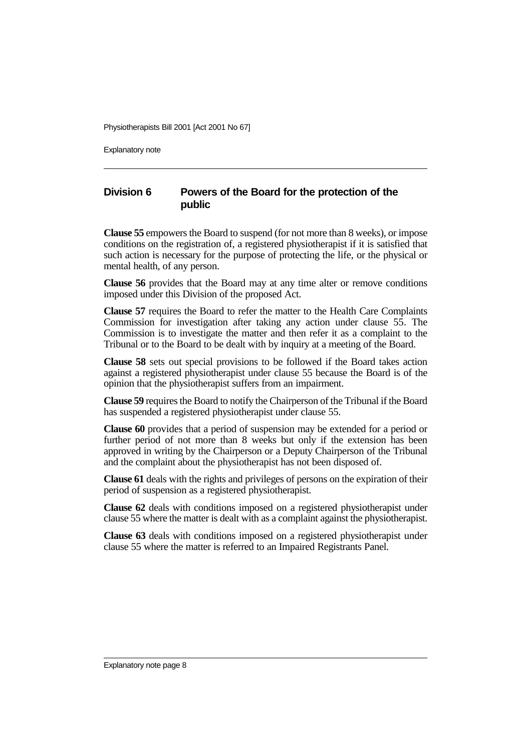## Division 6 Powers of the Board for the protection of the public

**Clause 55** empowers the Board to suspend (for not more than 8 weeks), or impose conditions on the registration of, a registered physiotherapist if it is satisfied that such action is necessary for the purpose of protecting the life, or the physical or mental health, of any person.

**Clause 56** provides that the Board may at any time alter or remove conditions imposed under this Division of the proposed Act.

**Clause 57** requires the Board to refer the matter to the Health Care Complaints Commission for investigation after taking any action under clause 55. The Commission is to investigate the matter and then refer it as a complaint to the Tribunal or to the Board to be dealt with by inquiry at a meeting of the Board.

**Clause 58** sets out special provisions to be followed if the Board takes action against a registered physiotherapist under clause 55 because the Board is of the opinion that the physiotherapist suffers from an impairment.

**Clause 59** requires the Board to notify the Chairperson of the Tribunal if the Board has suspended a registered physiotherapist under clause 55.

**Clause 60** provides that a period of suspension may be extended for a period or further period of not more than 8 weeks but only if the extension has been approved in writing by the Chairperson or a Deputy Chairperson of the Tribunal and the complaint about the physiotherapist has not been disposed of.

**Clause 61** deals with the rights and privileges of persons on the expiration of their period of suspension as a registered physiotherapist.

**Clause 62** deals with conditions imposed on a registered physiotherapist under clause 55 where the matter is dealt with as a complaint against the physiotherapist.

**Clause 63** deals with conditions imposed on a registered physiotherapist under clause 55 where the matter is referred to an Impaired Registrants Panel.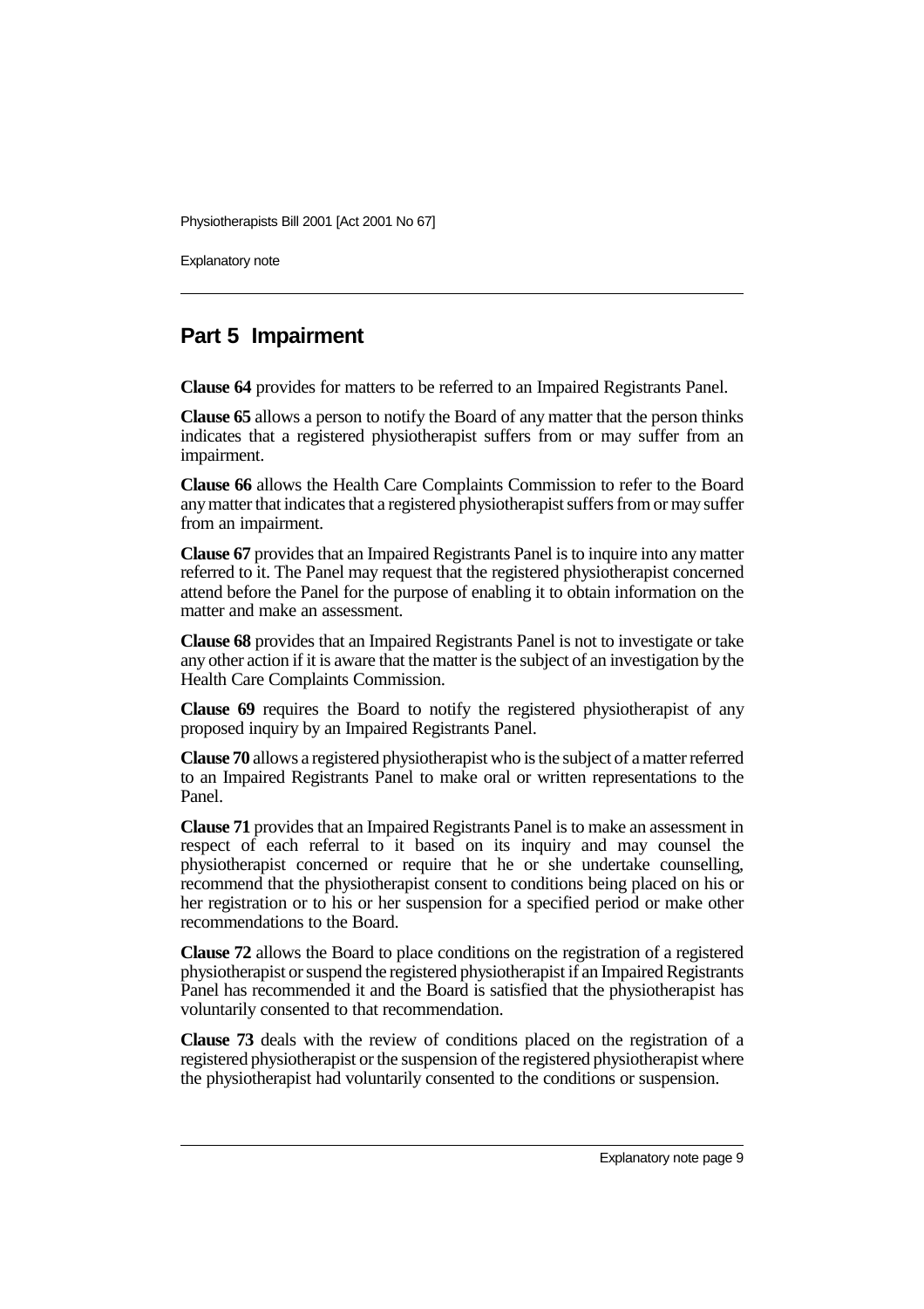## Part 5 Impairment

**Clause 64** provides for matters to be referred to an Impaired Registrants Panel.

**Clause 65** allows a person to notify the Board of any matter that the person thinks indicates that a registered physiotherapist suffers from or may suffer from an impairment.

**Clause 66** allows the Health Care Complaints Commission to refer to the Board any matter that indicates that a registered physiotherapist suffers from or may suffer from an impairment.

**Clause 67** provides that an Impaired Registrants Panel is to inquire into any matter referred to it. The Panel may request that the registered physiotherapist concerned attend before the Panel for the purpose of enabling it to obtain information on the matter and make an assessment.

**Clause 68** provides that an Impaired Registrants Panel is not to investigate or take any other action if it is aware that the matter is the subject of an investigation by the Health Care Complaints Commission.

**Clause 69** requires the Board to notify the registered physiotherapist of any proposed inquiry by an Impaired Registrants Panel.

**Clause 70** allows a registered physiotherapist who is the subject of a matter referred to an Impaired Registrants Panel to make oral or written representations to the Panel.

**Clause 71** provides that an Impaired Registrants Panel is to make an assessment in respect of each referral to it based on its inquiry and may counsel the physiotherapist concerned or require that he or she undertake counselling, recommend that the physiotherapist consent to conditions being placed on his or her registration or to his or her suspension for a specified period or make other recommendations to the Board.

**Clause 72** allows the Board to place conditions on the registration of a registered physiotherapist or suspend the registered physiotherapist if an Impaired Registrants Panel has recommended it and the Board is satisfied that the physiotherapist has voluntarily consented to that recommendation.

**Clause 73** deals with the review of conditions placed on the registration of a registered physiotherapist or the suspension of the registered physiotherapist where the physiotherapist had voluntarily consented to the conditions or suspension.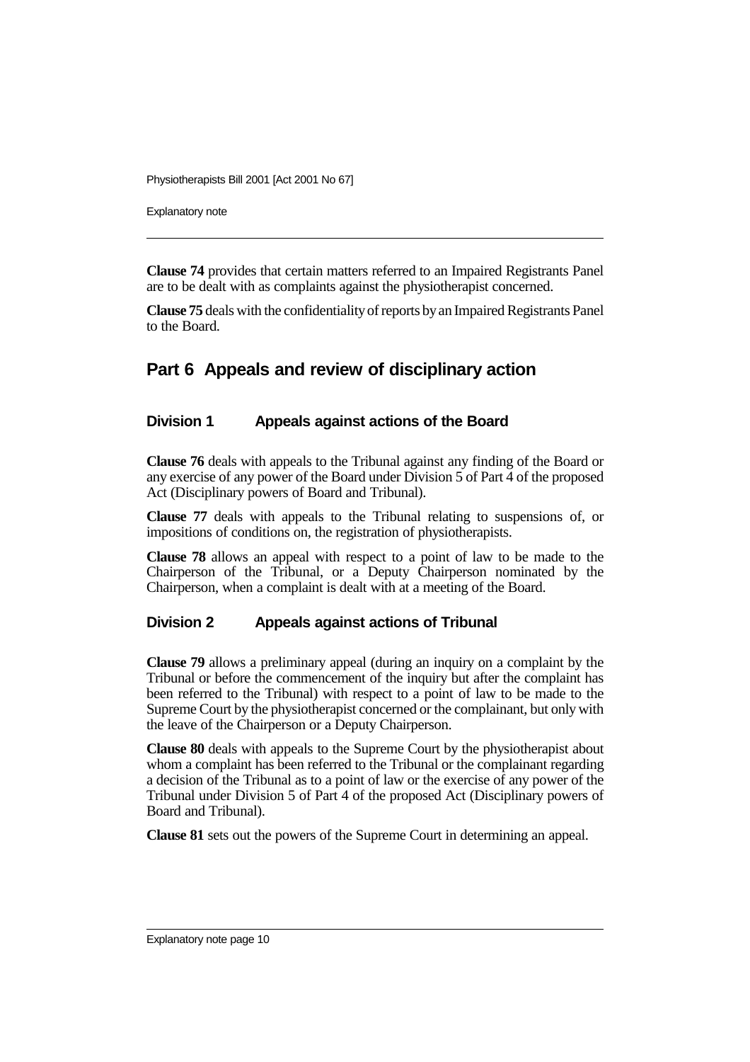**Clause 74** provides that certain matters referred to an Impaired Registrants Panel are to be dealt with as complaints against the physiotherapist concerned.

**Clause 75** deals with the confidentiality of reports by an Impaired Registrants Panel to the Board.

## Part 6 Appeals and review of disciplinary action

### Division 1 Appeals against actions of the Board

**Clause 76** deals with appeals to the Tribunal against any finding of the Board or any exercise of any power of the Board under Division 5 of Part 4 of the proposed Act (Disciplinary powers of Board and Tribunal).

**Clause 77** deals with appeals to the Tribunal relating to suspensions of, or impositions of conditions on, the registration of physiotherapists.

**Clause 78** allows an appeal with respect to a point of law to be made to the Chairperson of the Tribunal, or a Deputy Chairperson nominated by the Chairperson, when a complaint is dealt with at a meeting of the Board.

### Division 2 Appeals against actions of Tribunal

**Clause 79** allows a preliminary appeal (during an inquiry on a complaint by the Tribunal or before the commencement of the inquiry but after the complaint has been referred to the Tribunal) with respect to a point of law to be made to the Supreme Court by the physiotherapist concerned or the complainant, but only with the leave of the Chairperson or a Deputy Chairperson.

**Clause 80** deals with appeals to the Supreme Court by the physiotherapist about whom a complaint has been referred to the Tribunal or the complainant regarding a decision of the Tribunal as to a point of law or the exercise of any power of the Tribunal under Division 5 of Part 4 of the proposed Act (Disciplinary powers of Board and Tribunal).

**Clause 81** sets out the powers of the Supreme Court in determining an appeal.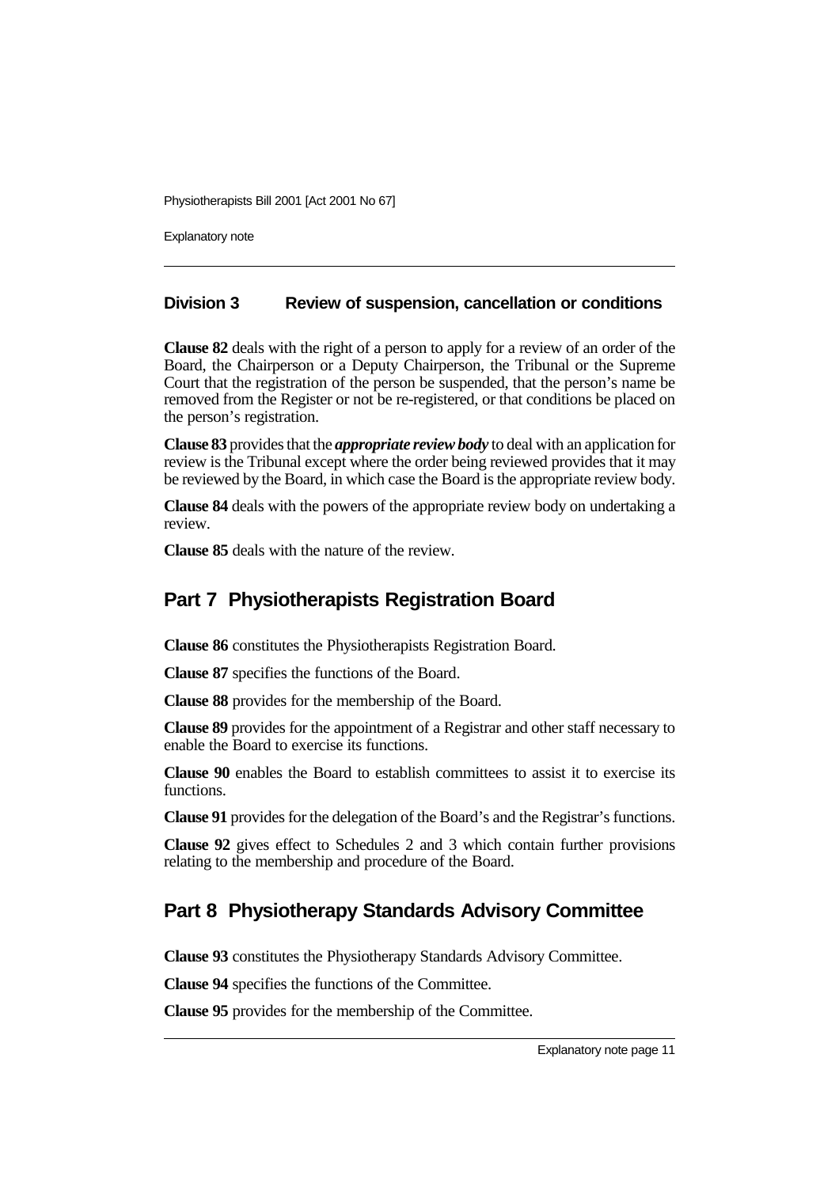### Division 3 Review of suspension, cancellation or conditions

**Clause 82** deals with the right of a person to apply for a review of an order of the Board, the Chairperson or a Deputy Chairperson, the Tribunal or the Supreme Court that the registration of the person be suspended, that the person's name be removed from the Register or not be re-registered, or that conditions be placed on the person's registration.

**Clause 83** provides that the ***appropriate review body*** to deal with an application for review is the Tribunal except where the order being reviewed provides that it may be reviewed by the Board, in which case the Board is the appropriate review body.

**Clause 84** deals with the powers of the appropriate review body on undertaking a review.

**Clause 85** deals with the nature of the review.

## Part 7 Physiotherapists Registration Board

**Clause 86** constitutes the Physiotherapists Registration Board.

**Clause 87** specifies the functions of the Board.

**Clause 88** provides for the membership of the Board.

**Clause 89** provides for the appointment of a Registrar and other staff necessary to enable the Board to exercise its functions.

**Clause 90** enables the Board to establish committees to assist it to exercise its functions.

**Clause 91** provides for the delegation of the Board's and the Registrar's functions.

**Clause 92** gives effect to Schedules 2 and 3 which contain further provisions relating to the membership and procedure of the Board.

## Part 8 Physiotherapy Standards Advisory Committee

**Clause 93** constitutes the Physiotherapy Standards Advisory Committee.

**Clause 94** specifies the functions of the Committee.

**Clause 95** provides for the membership of the Committee.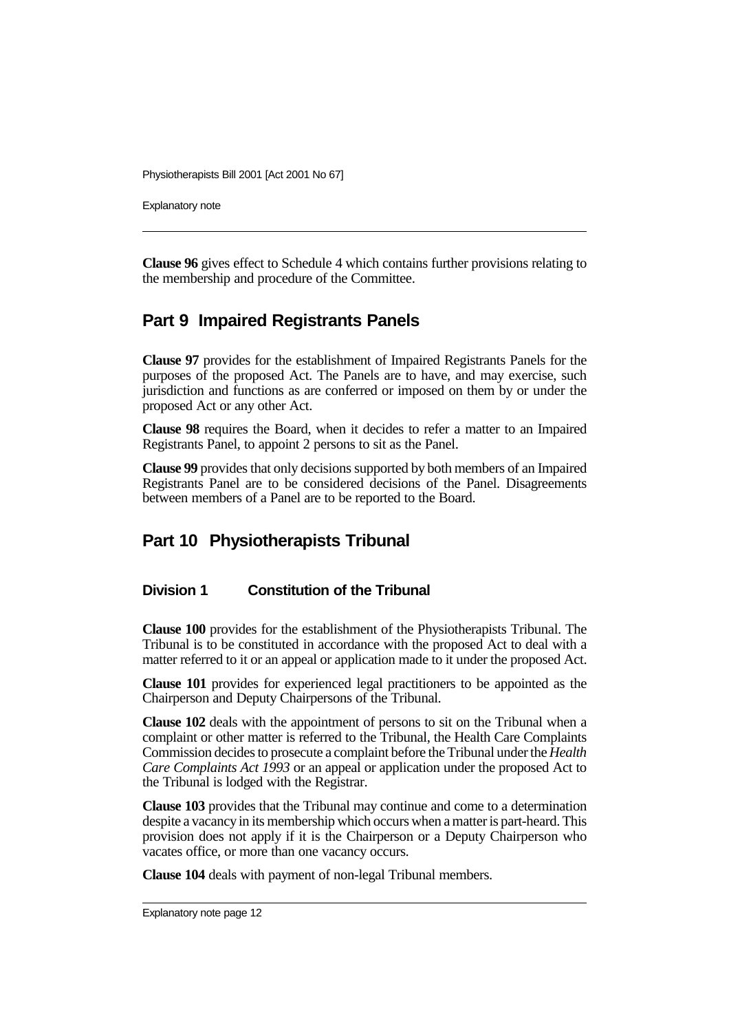**Clause 96** gives effect to Schedule 4 which contains further provisions relating to the membership and procedure of the Committee.

## Part 9 Impaired Registrants Panels

**Clause 97** provides for the establishment of Impaired Registrants Panels for the purposes of the proposed Act. The Panels are to have, and may exercise, such jurisdiction and functions as are conferred or imposed on them by or under the proposed Act or any other Act.

**Clause 98** requires the Board, when it decides to refer a matter to an Impaired Registrants Panel, to appoint 2 persons to sit as the Panel.

**Clause 99** provides that only decisions supported by both members of an Impaired Registrants Panel are to be considered decisions of the Panel. Disagreements between members of a Panel are to be reported to the Board.

## Part 10 Physiotherapists Tribunal

### Division 1 Constitution of the Tribunal

**Clause 100** provides for the establishment of the Physiotherapists Tribunal. The Tribunal is to be constituted in accordance with the proposed Act to deal with a matter referred to it or an appeal or application made to it under the proposed Act.

**Clause 101** provides for experienced legal practitioners to be appointed as the Chairperson and Deputy Chairpersons of the Tribunal.

**Clause 102** deals with the appointment of persons to sit on the Tribunal when a complaint or other matter is referred to the Tribunal, the Health Care Complaints Commission decides to prosecute a complaint before the Tribunal under the *Health Care Complaints Act 1993* or an appeal or application under the proposed Act to the Tribunal is lodged with the Registrar.

**Clause 103** provides that the Tribunal may continue and come to a determination despite a vacancy in its membership which occurs when a matter is part-heard. This provision does not apply if it is the Chairperson or a Deputy Chairperson who vacates office, or more than one vacancy occurs.

**Clause 104** deals with payment of non-legal Tribunal members.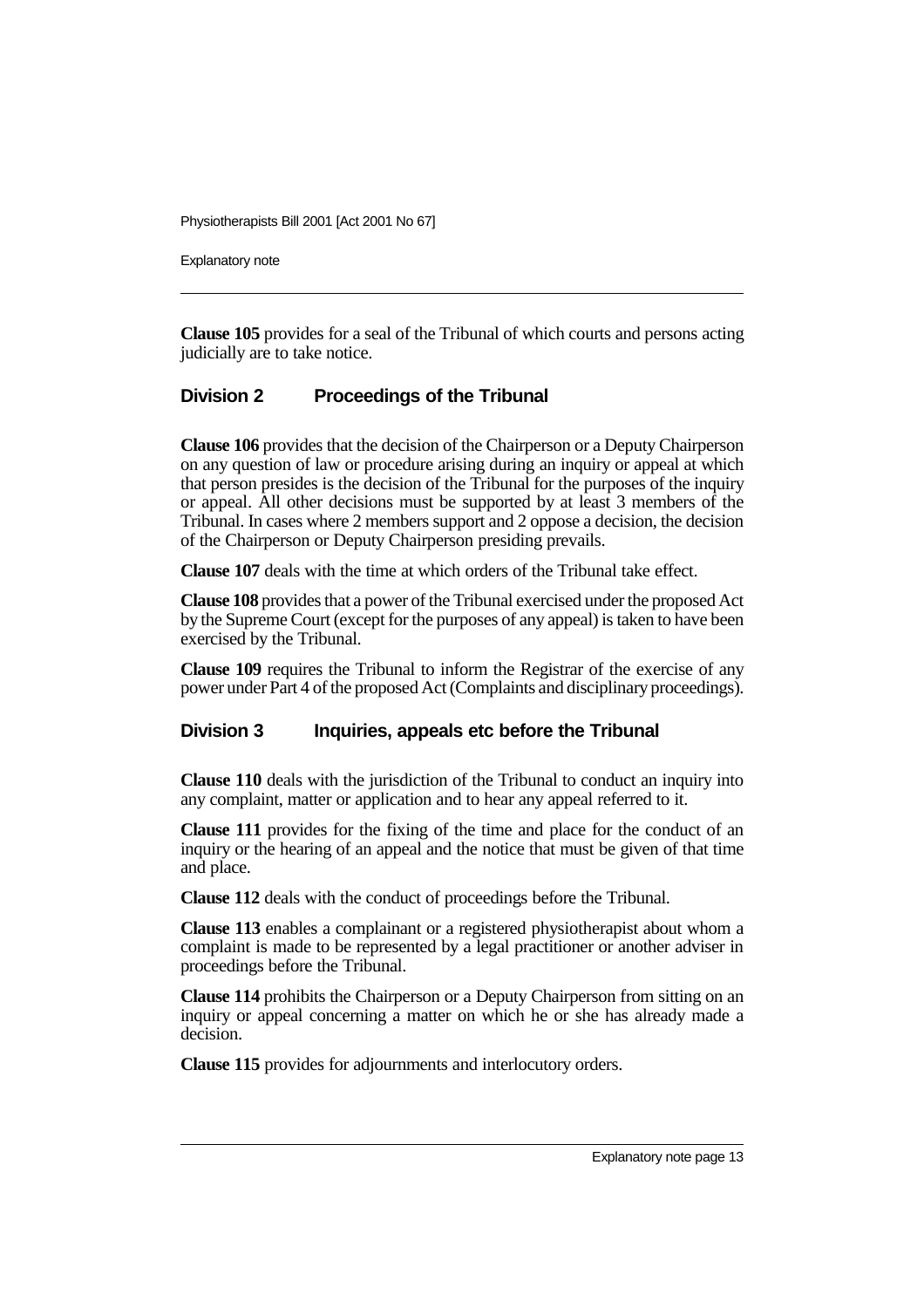**Clause 105** provides for a seal of the Tribunal of which courts and persons acting judicially are to take notice.

## Division 2 Proceedings of the Tribunal

**Clause 106** provides that the decision of the Chairperson or a Deputy Chairperson on any question of law or procedure arising during an inquiry or appeal at which that person presides is the decision of the Tribunal for the purposes of the inquiry or appeal. All other decisions must be supported by at least 3 members of the Tribunal. In cases where 2 members support and 2 oppose a decision, the decision of the Chairperson or Deputy Chairperson presiding prevails.

**Clause 107** deals with the time at which orders of the Tribunal take effect.

**Clause 108** provides that a power of the Tribunal exercised under the proposed Act by the Supreme Court (except for the purposes of any appeal) is taken to have been exercised by the Tribunal.

**Clause 109** requires the Tribunal to inform the Registrar of the exercise of any power under Part 4 of the proposed Act (Complaints and disciplinary proceedings).

## Division 3 Inquiries, appeals etc before the Tribunal

**Clause 110** deals with the jurisdiction of the Tribunal to conduct an inquiry into any complaint, matter or application and to hear any appeal referred to it.

**Clause 111** provides for the fixing of the time and place for the conduct of an inquiry or the hearing of an appeal and the notice that must be given of that time and place.

**Clause 112** deals with the conduct of proceedings before the Tribunal.

**Clause 113** enables a complainant or a registered physiotherapist about whom a complaint is made to be represented by a legal practitioner or another adviser in proceedings before the Tribunal.

**Clause 114** prohibits the Chairperson or a Deputy Chairperson from sitting on an inquiry or appeal concerning a matter on which he or she has already made a decision.

**Clause 115** provides for adjournments and interlocutory orders.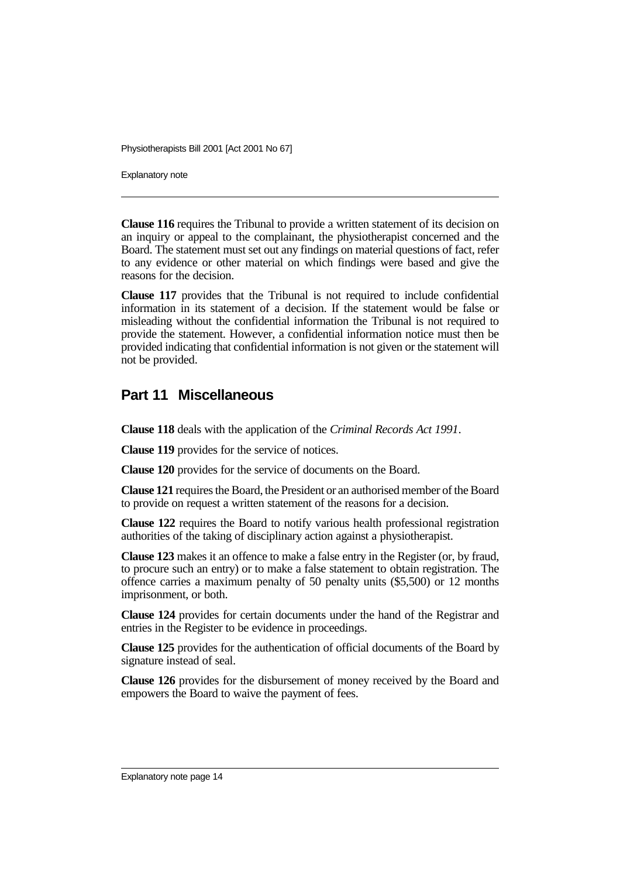**Clause 116** requires the Tribunal to provide a written statement of its decision on an inquiry or appeal to the complainant, the physiotherapist concerned and the Board. The statement must set out any findings on material questions of fact, refer to any evidence or other material on which findings were based and give the reasons for the decision.

**Clause 117** provides that the Tribunal is not required to include confidential information in its statement of a decision. If the statement would be false or misleading without the confidential information the Tribunal is not required to provide the statement. However, a confidential information notice must then be provided indicating that confidential information is not given or the statement will not be provided.

## Part 11 Miscellaneous

**Clause 118** deals with the application of the *Criminal Records Act 1991*.

**Clause 119** provides for the service of notices.

**Clause 120** provides for the service of documents on the Board.

**Clause 121** requires the Board, the President or an authorised member of the Board to provide on request a written statement of the reasons for a decision.

**Clause 122** requires the Board to notify various health professional registration authorities of the taking of disciplinary action against a physiotherapist.

**Clause 123** makes it an offence to make a false entry in the Register (or, by fraud, to procure such an entry) or to make a false statement to obtain registration. The offence carries a maximum penalty of 50 penalty units ($5,500) or 12 months imprisonment, or both.

**Clause 124** provides for certain documents under the hand of the Registrar and entries in the Register to be evidence in proceedings.

**Clause 125** provides for the authentication of official documents of the Board by signature instead of seal.

**Clause 126** provides for the disbursement of money received by the Board and empowers the Board to waive the payment of fees.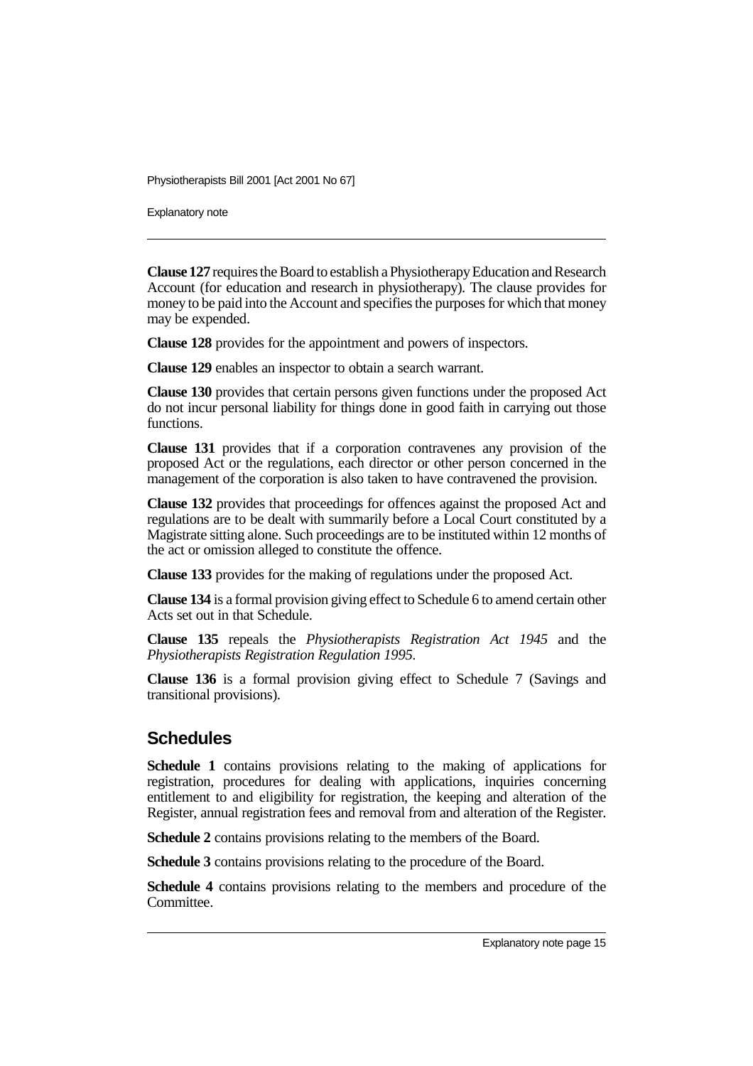**Clause 127** requires the Board to establish a Physiotherapy Education and Research Account (for education and research in physiotherapy). The clause provides for money to be paid into the Account and specifies the purposes for which that money may be expended.

**Clause 128** provides for the appointment and powers of inspectors.

**Clause 129** enables an inspector to obtain a search warrant.

**Clause 130** provides that certain persons given functions under the proposed Act do not incur personal liability for things done in good faith in carrying out those functions.

**Clause 131** provides that if a corporation contravenes any provision of the proposed Act or the regulations, each director or other person concerned in the management of the corporation is also taken to have contravened the provision.

**Clause 132** provides that proceedings for offences against the proposed Act and regulations are to be dealt with summarily before a Local Court constituted by a Magistrate sitting alone. Such proceedings are to be instituted within 12 months of the act or omission alleged to constitute the offence.

**Clause 133** provides for the making of regulations under the proposed Act.

**Clause 134** is a formal provision giving effect to Schedule 6 to amend certain other Acts set out in that Schedule.

**Clause 135** repeals the *Physiotherapists Registration Act 1945* and the *Physiotherapists Registration Regulation 1995*.

**Clause 136** is a formal provision giving effect to Schedule 7 (Savings and transitional provisions).

## Schedules

**Schedule 1** contains provisions relating to the making of applications for registration, procedures for dealing with applications, inquiries concerning entitlement to and eligibility for registration, the keeping and alteration of the Register, annual registration fees and removal from and alteration of the Register.

**Schedule 2** contains provisions relating to the members of the Board.

**Schedule 3** contains provisions relating to the procedure of the Board.

**Schedule 4** contains provisions relating to the members and procedure of the Committee.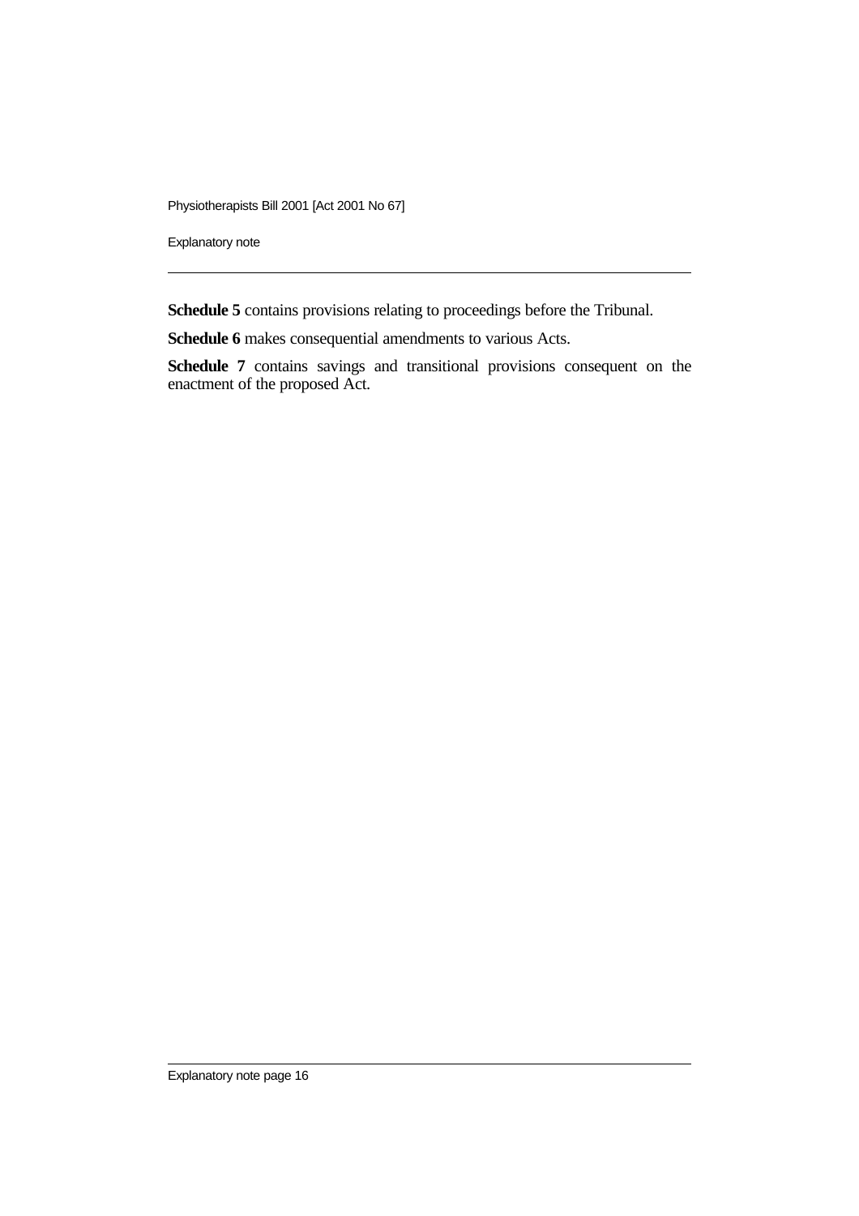**Schedule 5** contains provisions relating to proceedings before the Tribunal.

**Schedule 6** makes consequential amendments to various Acts.

**Schedule 7** contains savings and transitional provisions consequent on the enactment of the proposed Act.